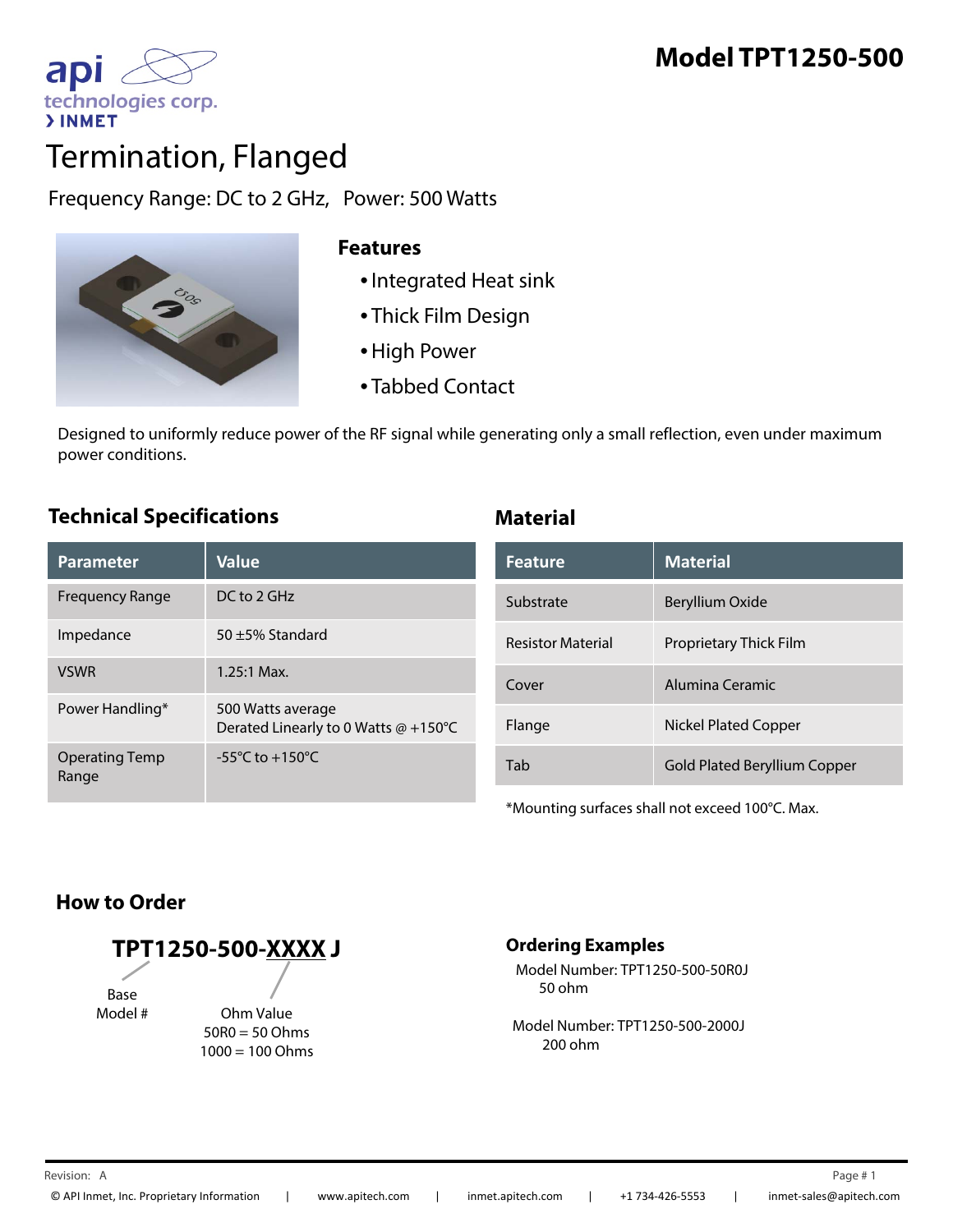# Model TPT1250-500

api technologies corp.
INMET

# Termination, Flanged

Frequency Range: DC to 2 GHz, Power: 500 Watts

## Features

- Integrated Heat sink
- Thick Film Design
- High Power
- Tabbed Contact

Designed to uniformly reduce power of the RF signal while generating only a small reflection, even under maximum power conditions.

## Technical Specifications

| Parameter | Value |
|---|---|
| Frequency Range | DC to 2 GHz |
| Impedance | 50 ±5% Standard |
| VSWR | 1.25:1 Max. |
| Power Handling* | 500 Watts average<br>Derated Linearly to 0 Watts @ +150°C |
| Operating Temp Range | -55°C to +150°C |

## Material

| Feature | Material |
|---|---|
| Substrate | Beryllium Oxide |
| Resistor Material | Proprietary Thick Film |
| Cover | Alumina Ceramic |
| Flange | Nickel Plated Copper |
| Tab | Gold Plated Beryllium Copper |

*Mounting surfaces shall not exceed 100°C. Max.

## How to Order

**TPT1250-500-XXXX J**

Base Model #

Ohm Value
50R0 = 50 Ohms
1000 = 100 Ohms

### Ordering Examples

Model Number: TPT1250-500-50R0J
50 ohm

Model Number: TPT1250-500-2000J
200 ohm

Revision: A

© API Inmet, Inc. Proprietary Information | www.apitech.com | inmet.apitech.com | +1 734-426-5553 | inmet-sales@apitech.com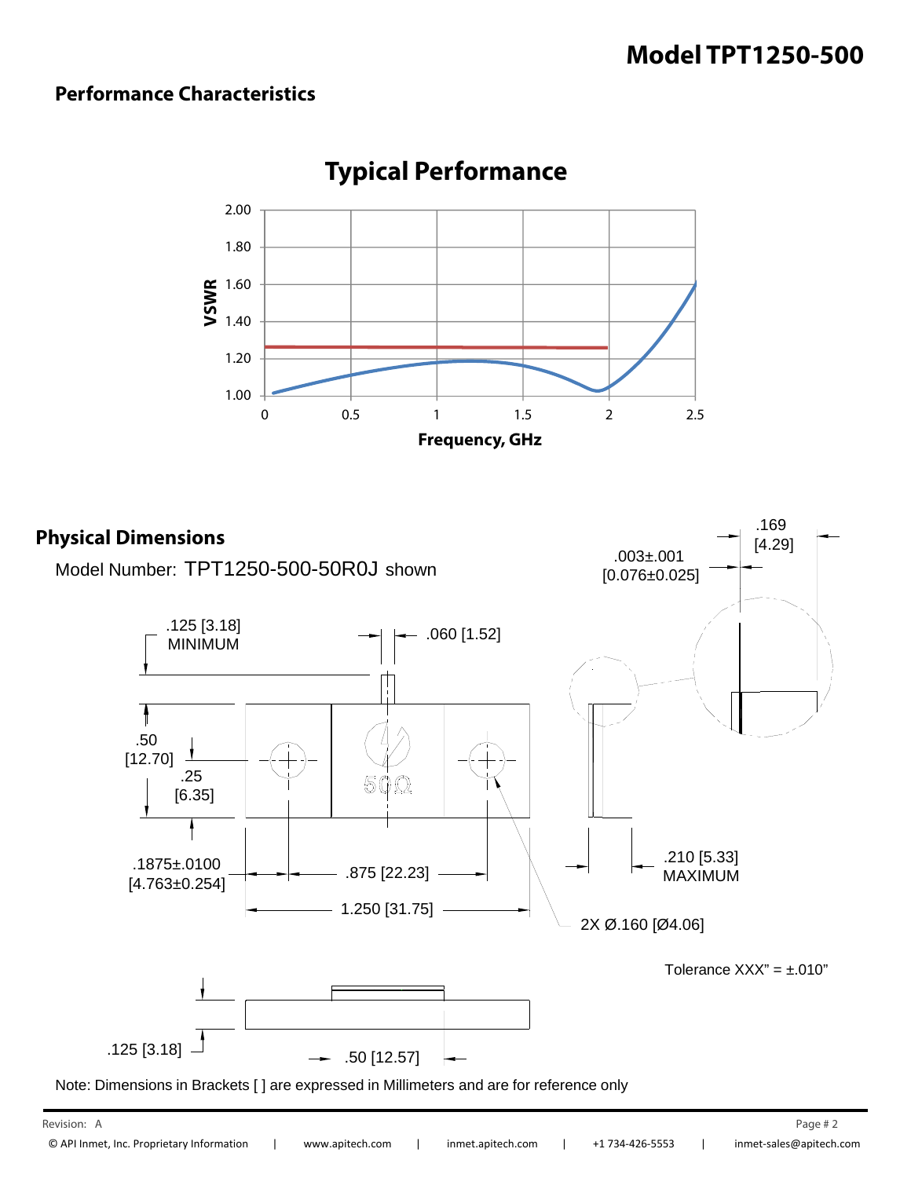# Model TPT1250-500

## Performance Characteristics

### Typical Performance

VSWR

2.00
1.80
1.60
1.40
1.20
1.00

0 0.5 1 1.5 2 2.5

Frequency, GHz

## Physical Dimensions

Model Number: TPT1250-500-50R0J shown

.125 [3.18] MINIMUM

.060 [1.52]

.169 [4.29]

.003±.001 [0.076±0.025]

.50 [12.70]

.25 [6.35]

50Ω

.1875±.0100 [4.763±0.254]

.875 [22.23]

1.250 [31.75]

.210 [5.33] MAXIMUM

2X Ø.160 [Ø4.06]

Tolerance XXX" = ±.010"

.125 [3.18]

.50 [12.57]

Note: Dimensions in Brackets [ ] are expressed in Millimeters and are for reference only

Revision: A

© API Inmet, Inc. Proprietary Information | www.apitech.com | inmet.apitech.com | +1 734-426-5553 | inmet-sales@apitech.com